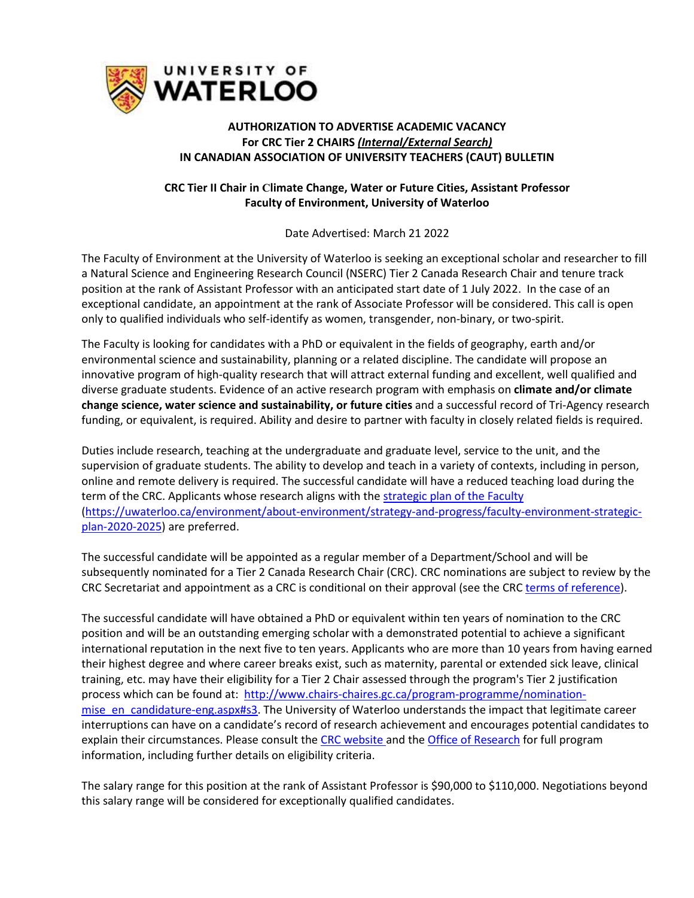**AUTHORIZATION TO ADVERTISE ACADEMIC VACANCY**
**For CRC Tier 2 CHAIRS *(Internal/External Search)***
**IN CANADIAN ASSOCIATION OF UNIVERSITY TEACHERS (CAUT) BULLETIN**

**CRC Tier II Chair in Climate Change, Water or Future Cities, Assistant Professor**
**Faculty of Environment, University of Waterloo**

Date Advertised: March 21 2022

The Faculty of Environment at the University of Waterloo is seeking an exceptional scholar and researcher to fill a Natural Science and Engineering Research Council (NSERC) Tier 2 Canada Research Chair and tenure track position at the rank of Assistant Professor with an anticipated start date of 1 July 2022. In the case of an exceptional candidate, an appointment at the rank of Associate Professor will be considered. This call is open only to qualified individuals who self-identify as women, transgender, non-binary, or two-spirit.

The Faculty is looking for candidates with a PhD or equivalent in the fields of geography, earth and/or environmental science and sustainability, planning or a related discipline. The candidate will propose an innovative program of high-quality research that will attract external funding and excellent, well qualified and diverse graduate students. Evidence of an active research program with emphasis on **climate and/or climate change science, water science and sustainability, or future cities** and a successful record of Tri-Agency research funding, or equivalent, is required. Ability and desire to partner with faculty in closely related fields is required.

Duties include research, teaching at the undergraduate and graduate level, service to the unit, and the supervision of graduate students. The ability to develop and teach in a variety of contexts, including in person, online and remote delivery is required. The successful candidate will have a reduced teaching load during the term of the CRC. Applicants whose research aligns with the strategic plan of the Faculty (https://uwaterloo.ca/environment/about-environment/strategy-and-progress/faculty-environment-strategic-plan-2020-2025) are preferred.

The successful candidate will be appointed as a regular member of a Department/School and will be subsequently nominated for a Tier 2 Canada Research Chair (CRC). CRC nominations are subject to review by the CRC Secretariat and appointment as a CRC is conditional on their approval (see the CRC terms of reference).

The successful candidate will have obtained a PhD or equivalent within ten years of nomination to the CRC position and will be an outstanding emerging scholar with a demonstrated potential to achieve a significant international reputation in the next five to ten years. Applicants who are more than 10 years from having earned their highest degree and where career breaks exist, such as maternity, parental or extended sick leave, clinical training, etc. may have their eligibility for a Tier 2 Chair assessed through the program's Tier 2 justification process which can be found at: http://www.chairs-chaires.gc.ca/program-programme/nomination-mise_en_candidature-eng.aspx#s3. The University of Waterloo understands the impact that legitimate career interruptions can have on a candidate's record of research achievement and encourages potential candidates to explain their circumstances. Please consult the CRC website and the Office of Research for full program information, including further details on eligibility criteria.

The salary range for this position at the rank of Assistant Professor is $90,000 to $110,000. Negotiations beyond this salary range will be considered for exceptionally qualified candidates.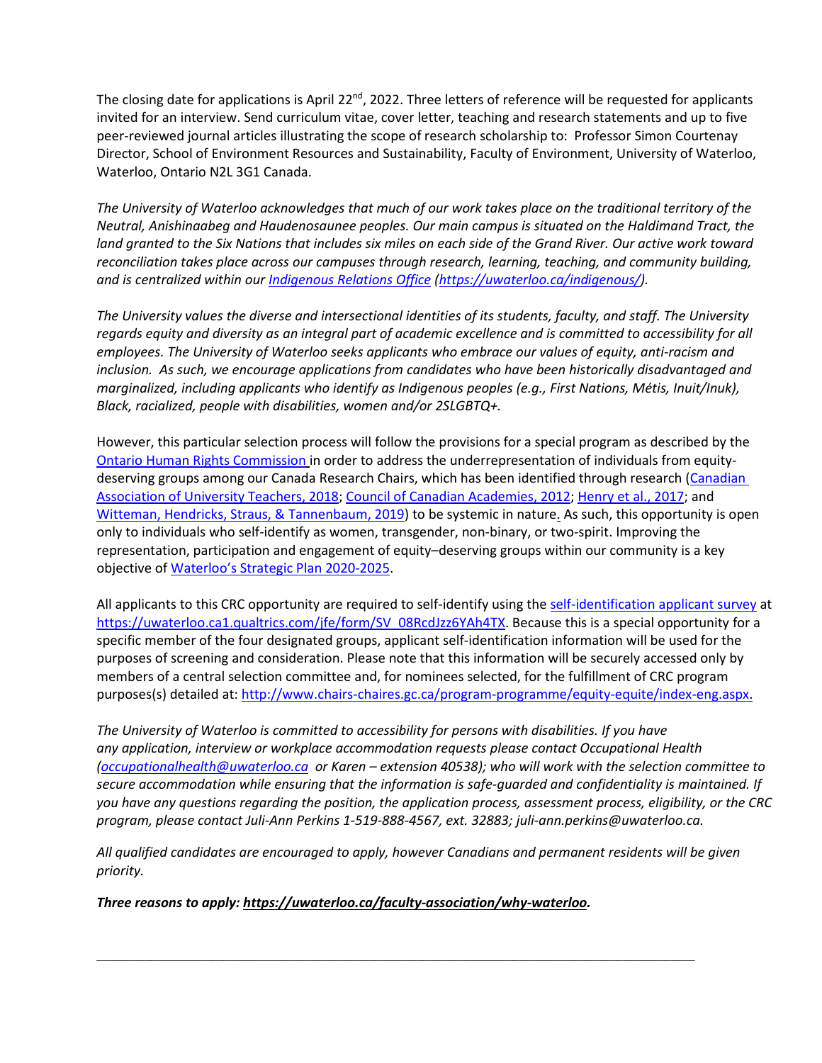The closing date for applications is April 22nd, 2022. Three letters of reference will be requested for applicants invited for an interview. Send curriculum vitae, cover letter, teaching and research statements and up to five peer-reviewed journal articles illustrating the scope of research scholarship to: Professor Simon Courtenay Director, School of Environment Resources and Sustainability, Faculty of Environment, University of Waterloo, Waterloo, Ontario N2L 3G1 Canada.

*The University of Waterloo acknowledges that much of our work takes place on the traditional territory of the Neutral, Anishinaabeg and Haudenosaunee peoples. Our main campus is situated on the Haldimand Tract, the land granted to the Six Nations that includes six miles on each side of the Grand River. Our active work toward reconciliation takes place across our campuses through research, learning, teaching, and community building, and is centralized within our [Indigenous Relations Office](https://uwaterloo.ca/indigenous/) (https://uwaterloo.ca/indigenous/).*

*The University values the diverse and intersectional identities of its students, faculty, and staff. The University regards equity and diversity as an integral part of academic excellence and is committed to accessibility for all employees. The University of Waterloo seeks applicants who embrace our values of equity, anti-racism and inclusion. As such, we encourage applications from candidates who have been historically disadvantaged and marginalized, including applicants who identify as Indigenous peoples (e.g., First Nations, Métis, Inuit/Inuk), Black, racialized, people with disabilities, women and/or 2SLGBTQ+.*

However, this particular selection process will follow the provisions for a special program as described by the Ontario Human Rights Commission in order to address the underrepresentation of individuals from equity-deserving groups among our Canada Research Chairs, which has been identified through research (Canadian Association of University Teachers, 2018; Council of Canadian Academies, 2012; Henry et al., 2017; and Witteman, Hendricks, Straus, & Tannenbaum, 2019) to be systemic in nature. As such, this opportunity is open only to individuals who self-identify as women, transgender, non-binary, or two-spirit. Improving the representation, participation and engagement of equity–deserving groups within our community is a key objective of Waterloo's Strategic Plan 2020-2025.

All applicants to this CRC opportunity are required to self-identify using the self-identification applicant survey at https://uwaterloo.ca1.qualtrics.com/jfe/form/SV_08RcdJzz6YAh4TX. Because this is a special opportunity for a specific member of the four designated groups, applicant self-identification information will be used for the purposes of screening and consideration. Please note that this information will be securely accessed only by members of a central selection committee and, for nominees selected, for the fulfillment of CRC program purposes(s) detailed at: http://www.chairs-chaires.gc.ca/program-programme/equity-equite/index-eng.aspx.

*The University of Waterloo is committed to accessibility for persons with disabilities. If you have any application, interview or workplace accommodation requests please contact Occupational Health (occupationalhealth@uwaterloo.ca or Karen – extension 40538); who will work with the selection committee to secure accommodation while ensuring that the information is safe-guarded and confidentiality is maintained. If you have any questions regarding the position, the application process, assessment process, eligibility, or the CRC program, please contact Juli-Ann Perkins 1-519-888-4567, ext. 32883; juli-ann.perkins@uwaterloo.ca.*

*All qualified candidates are encouraged to apply, however Canadians and permanent residents will be given priority.*

***Three reasons to apply: https://uwaterloo.ca/faculty-association/why-waterloo.***